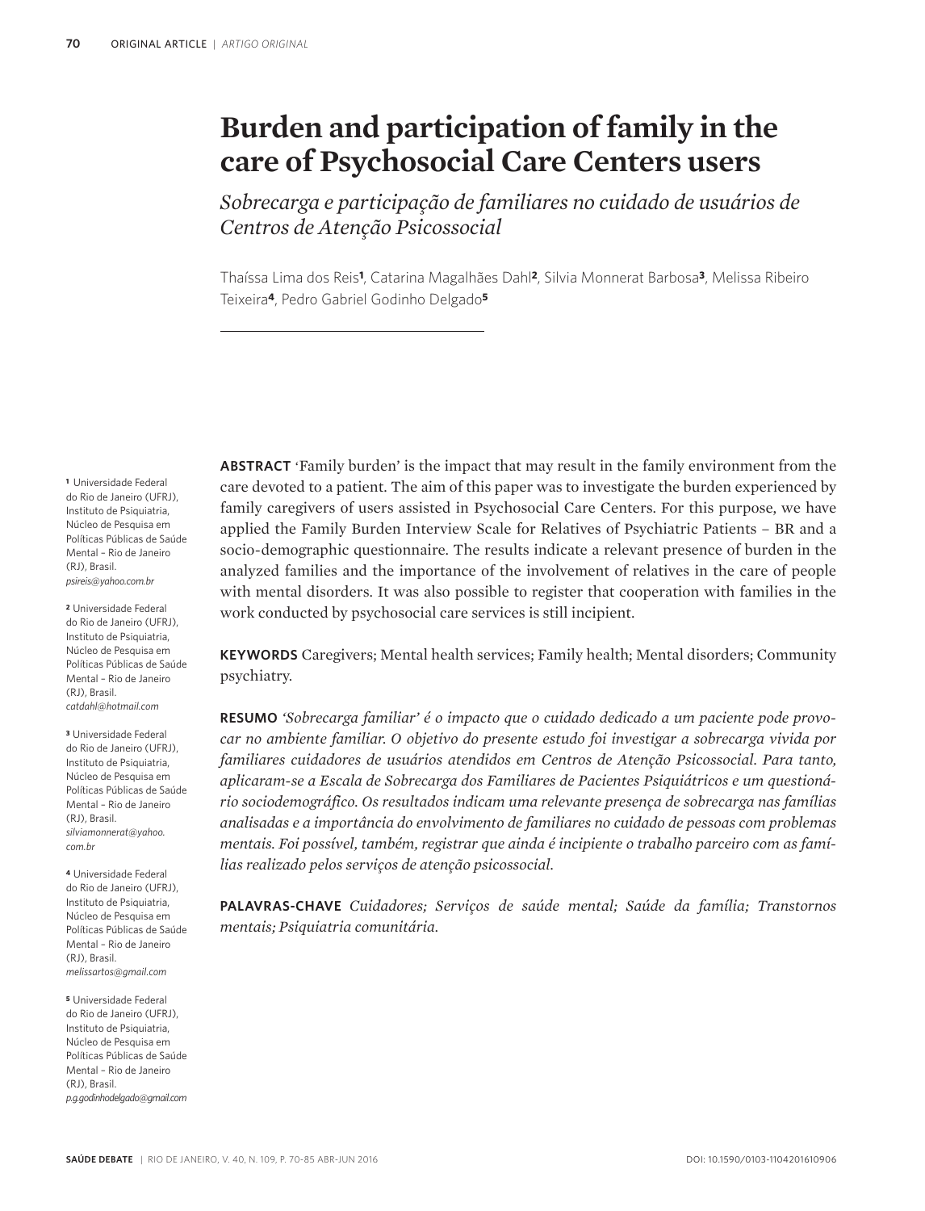# Burden and participation of family in the care of Psychosocial Care Centers users

*Sobrecarga e participação de familiares no cuidado de usuários de Centros de Atenção Psicossocial*

Thaíssa Lima dos Reis[1], Catarina Magalhães Dahl[2], Silvia Monnerat Barbosa[3], Melissa Ribeiro Teixeira[4], Pedro Gabriel Godinho Delgado[5]

[1] Universidade Federal do Rio de Janeiro (UFRJ), Instituto de Psiquiatria, Núcleo de Pesquisa em Políticas Públicas de Saúde Mental – Rio de Janeiro (RJ), Brasil. *psireis@yahoo.com.br*

[2] Universidade Federal do Rio de Janeiro (UFRJ), Instituto de Psiquiatria, Núcleo de Pesquisa em Políticas Públicas de Saúde Mental – Rio de Janeiro (RJ), Brasil. *catdahl@hotmail.com*

[3] Universidade Federal do Rio de Janeiro (UFRJ), Instituto de Psiquiatria, Núcleo de Pesquisa em Políticas Públicas de Saúde Mental – Rio de Janeiro (RJ), Brasil. *silviamonnerat@yahoo.com.br*

[4] Universidade Federal do Rio de Janeiro (UFRJ), Instituto de Psiquiatria, Núcleo de Pesquisa em Políticas Públicas de Saúde Mental – Rio de Janeiro (RJ), Brasil. *melissartos@gmail.com*

[5] Universidade Federal do Rio de Janeiro (UFRJ), Instituto de Psiquiatria, Núcleo de Pesquisa em Políticas Públicas de Saúde Mental – Rio de Janeiro (RJ), Brasil. *p.g.godinhodelgado@gmail.com*

**ABSTRACT** 'Family burden' is the impact that may result in the family environment from the care devoted to a patient. The aim of this paper was to investigate the burden experienced by family caregivers of users assisted in Psychosocial Care Centers. For this purpose, we have applied the Family Burden Interview Scale for Relatives of Psychiatric Patients – BR and a socio-demographic questionnaire. The results indicate a relevant presence of burden in the analyzed families and the importance of the involvement of relatives in the care of people with mental disorders. It was also possible to register that cooperation with families in the work conducted by psychosocial care services is still incipient.

**KEYWORDS** Caregivers; Mental health services; Family health; Mental disorders; Community psychiatry.

**RESUMO** *'Sobrecarga familiar' é o impacto que o cuidado dedicado a um paciente pode provocar no ambiente familiar. O objetivo do presente estudo foi investigar a sobrecarga vivida por familiares cuidadores de usuários atendidos em Centros de Atenção Psicossocial. Para tanto, aplicaram-se a Escala de Sobrecarga dos Familiares de Pacientes Psiquiátricos e um questionário sociodemográfico. Os resultados indicam uma relevante presença de sobrecarga nas famílias analisadas e a importância do envolvimento de familiares no cuidado de pessoas com problemas mentais. Foi possível, também, registrar que ainda é incipiente o trabalho parceiro com as famílias realizado pelos serviços de atenção psicossocial.*

**PALAVRAS-CHAVE** *Cuidadores; Serviços de saúde mental; Saúde da família; Transtornos mentais; Psiquiatria comunitária.*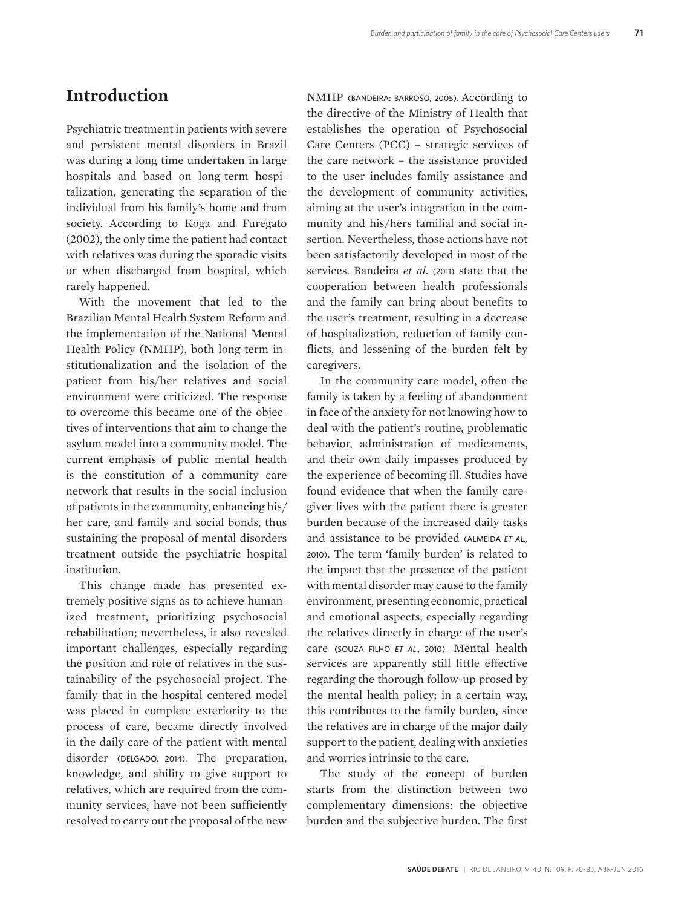## Introduction

Psychiatric treatment in patients with severe and persistent mental disorders in Brazil was during a long time undertaken in large hospitals and based on long-term hospitalization, generating the separation of the individual from his family's home and from society. According to Koga and Furegato (2002), the only time the patient had contact with relatives was during the sporadic visits or when discharged from hospital, which rarely happened.

With the movement that led to the Brazilian Mental Health System Reform and the implementation of the National Mental Health Policy (NMHP), both long-term institutionalization and the isolation of the patient from his/her relatives and social environment were criticized. The response to overcome this became one of the objectives of interventions that aim to change the asylum model into a community model. The current emphasis of public mental health is the constitution of a community care network that results in the social inclusion of patients in the community, enhancing his/her care, and family and social bonds, thus sustaining the proposal of mental disorders treatment outside the psychiatric hospital institution.

This change made has presented extremely positive signs as to achieve humanized treatment, prioritizing psychosocial rehabilitation; nevertheless, it also revealed important challenges, especially regarding the position and role of relatives in the sustainability of the psychosocial project. The family that in the hospital centered model was placed in complete exteriority to the process of care, became directly involved in the daily care of the patient with mental disorder (DELGADO, 2014). The preparation, knowledge, and ability to give support to relatives, which are required from the community services, have not been sufficiently resolved to carry out the proposal of the new NMHP (BANDEIRA: BARROSO, 2005). According to the directive of the Ministry of Health that establishes the operation of Psychosocial Care Centers (PCC) – strategic services of the care network – the assistance provided to the user includes family assistance and the development of community activities, aiming at the user's integration in the community and his/hers familial and social insertion. Nevertheless, those actions have not been satisfactorily developed in most of the services. Bandeira *et al.* (2011) state that the cooperation between health professionals and the family can bring about benefits to the user's treatment, resulting in a decrease of hospitalization, reduction of family conflicts, and lessening of the burden felt by caregivers.

In the community care model, often the family is taken by a feeling of abandonment in face of the anxiety for not knowing how to deal with the patient's routine, problematic behavior, administration of medicaments, and their own daily impasses produced by the experience of becoming ill. Studies have found evidence that when the family caregiver lives with the patient there is greater burden because of the increased daily tasks and assistance to be provided (ALMEIDA *ET AL.*, 2010). The term 'family burden' is related to the impact that the presence of the patient with mental disorder may cause to the family environment, presenting economic, practical and emotional aspects, especially regarding the relatives directly in charge of the user's care (SOUZA FILHO *ET AL.*, 2010). Mental health services are apparently still little effective regarding the thorough follow-up prosed by the mental health policy; in a certain way, this contributes to the family burden, since the relatives are in charge of the major daily support to the patient, dealing with anxieties and worries intrinsic to the care.

The study of the concept of burden starts from the distinction between two complementary dimensions: the objective burden and the subjective burden. The first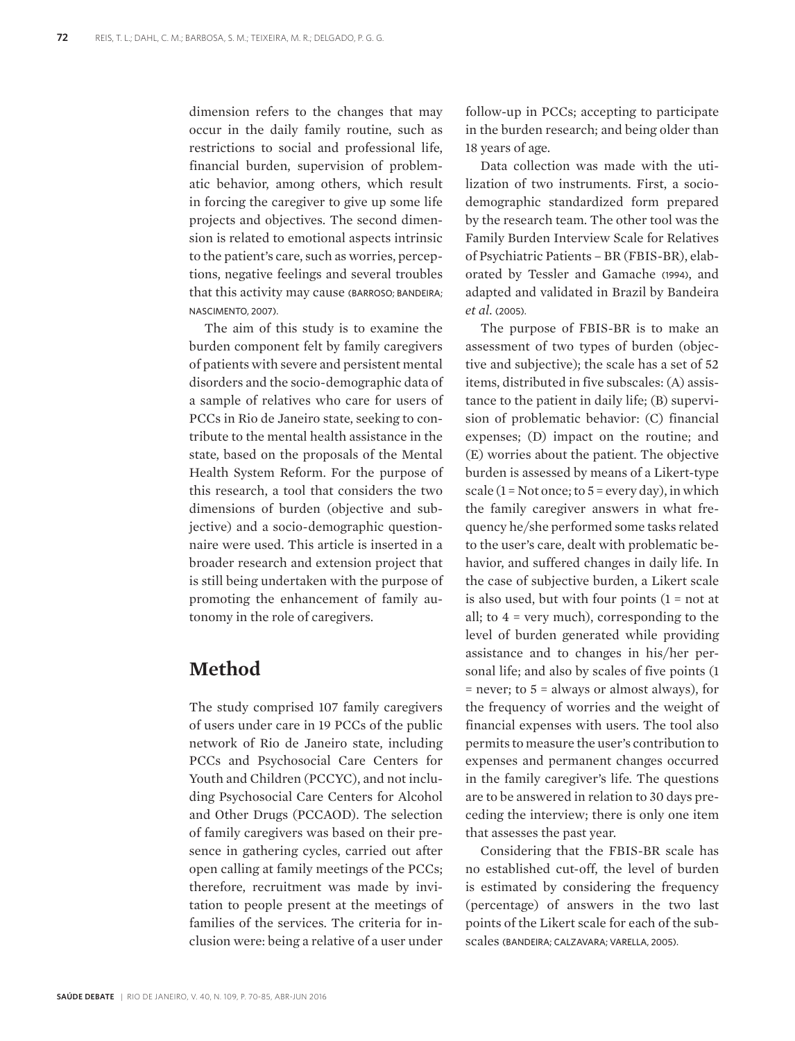dimension refers to the changes that may occur in the daily family routine, such as restrictions to social and professional life, financial burden, supervision of problematic behavior, among others, which result in forcing the caregiver to give up some life projects and objectives. The second dimension is related to emotional aspects intrinsic to the patient's care, such as worries, perceptions, negative feelings and several troubles that this activity may cause (BARROSO; BANDEIRA; NASCIMENTO, 2007).

The aim of this study is to examine the burden component felt by family caregivers of patients with severe and persistent mental disorders and the socio-demographic data of a sample of relatives who care for users of PCCs in Rio de Janeiro state, seeking to contribute to the mental health assistance in the state, based on the proposals of the Mental Health System Reform. For the purpose of this research, a tool that considers the two dimensions of burden (objective and subjective) and a socio-demographic questionnaire were used. This article is inserted in a broader research and extension project that is still being undertaken with the purpose of promoting the enhancement of family autonomy in the role of caregivers.

## Method

The study comprised 107 family caregivers of users under care in 19 PCCs of the public network of Rio de Janeiro state, including PCCs and Psychosocial Care Centers for Youth and Children (PCCYC), and not including Psychosocial Care Centers for Alcohol and Other Drugs (PCCAOD). The selection of family caregivers was based on their presence in gathering cycles, carried out after open calling at family meetings of the PCCs; therefore, recruitment was made by invitation to people present at the meetings of families of the services. The criteria for inclusion were: being a relative of a user under follow-up in PCCs; accepting to participate in the burden research; and being older than 18 years of age.

Data collection was made with the utilization of two instruments. First, a socio-demographic standardized form prepared by the research team. The other tool was the Family Burden Interview Scale for Relatives of Psychiatric Patients – BR (FBIS-BR), elaborated by Tessler and Gamache (1994), and adapted and validated in Brazil by Bandeira *et al.* (2005).

The purpose of FBIS-BR is to make an assessment of two types of burden (objective and subjective); the scale has a set of 52 items, distributed in five subscales: (A) assistance to the patient in daily life; (B) supervision of problematic behavior: (C) financial expenses; (D) impact on the routine; and (E) worries about the patient. The objective burden is assessed by means of a Likert-type scale (1 = Not once; to 5 = every day), in which the family caregiver answers in what frequency he/she performed some tasks related to the user's care, dealt with problematic behavior, and suffered changes in daily life. In the case of subjective burden, a Likert scale is also used, but with four points (1 = not at all; to 4 = very much), corresponding to the level of burden generated while providing assistance and to changes in his/her personal life; and also by scales of five points (1 = never; to 5 = always or almost always), for the frequency of worries and the weight of financial expenses with users. The tool also permits to measure the user's contribution to expenses and permanent changes occurred in the family caregiver's life. The questions are to be answered in relation to 30 days preceding the interview; there is only one item that assesses the past year.

Considering that the FBIS-BR scale has no established cut-off, the level of burden is estimated by considering the frequency (percentage) of answers in the two last points of the Likert scale for each of the subscales (BANDEIRA; CALZAVARA; VARELLA, 2005).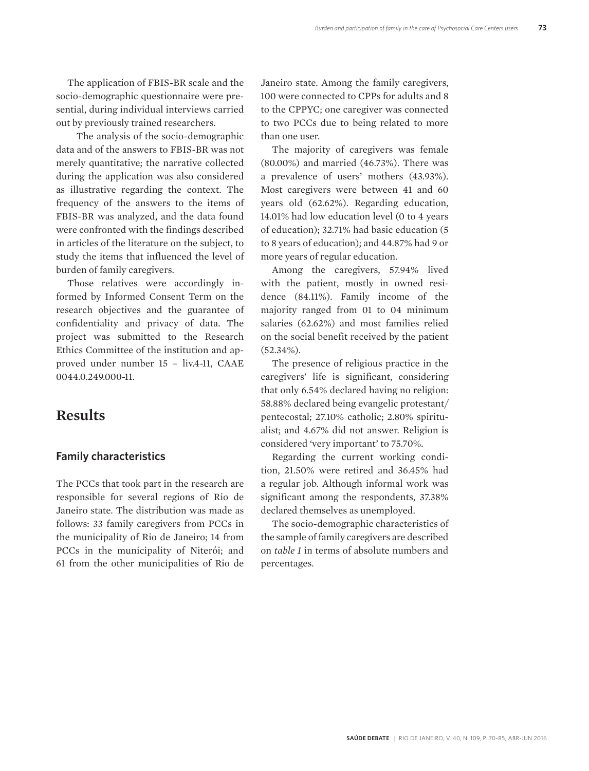The application of FBIS-BR scale and the socio-demographic questionnaire were presential, during individual interviews carried out by previously trained researchers.

The analysis of the socio-demographic data and of the answers to FBIS-BR was not merely quantitative; the narrative collected during the application was also considered as illustrative regarding the context. The frequency of the answers to the items of FBIS-BR was analyzed, and the data found were confronted with the findings described in articles of the literature on the subject, to study the items that influenced the level of burden of family caregivers.

Those relatives were accordingly informed by Informed Consent Term on the research objectives and the guarantee of confidentiality and privacy of data. The project was submitted to the Research Ethics Committee of the institution and approved under number 15 – liv.4-11, CAAE 0044.0.249.000-11.

# Results

## Family characteristics

The PCCs that took part in the research are responsible for several regions of Rio de Janeiro state. The distribution was made as follows: 33 family caregivers from PCCs in the municipality of Rio de Janeiro; 14 from PCCs in the municipality of Niterói; and 61 from the other municipalities of Rio de Janeiro state. Among the family caregivers, 100 were connected to CPPs for adults and 8 to the CPPYC; one caregiver was connected to two PCCs due to being related to more than one user.

The majority of caregivers was female (80.00%) and married (46.73%). There was a prevalence of users' mothers (43.93%). Most caregivers were between 41 and 60 years old (62.62%). Regarding education, 14.01% had low education level (0 to 4 years of education); 32.71% had basic education (5 to 8 years of education); and 44.87% had 9 or more years of regular education.

Among the caregivers, 57.94% lived with the patient, mostly in owned residence (84.11%). Family income of the majority ranged from 01 to 04 minimum salaries (62.62%) and most families relied on the social benefit received by the patient (52.34%).

The presence of religious practice in the caregivers' life is significant, considering that only 6.54% declared having no religion: 58.88% declared being evangelic protestant/pentecostal; 27.10% catholic; 2.80% spiritualist; and 4.67% did not answer. Religion is considered 'very important' to 75.70%.

Regarding the current working condition, 21.50% were retired and 36.45% had a regular job. Although informal work was significant among the respondents, 37.38% declared themselves as unemployed.

The socio-demographic characteristics of the sample of family caregivers are described on *table 1* in terms of absolute numbers and percentages.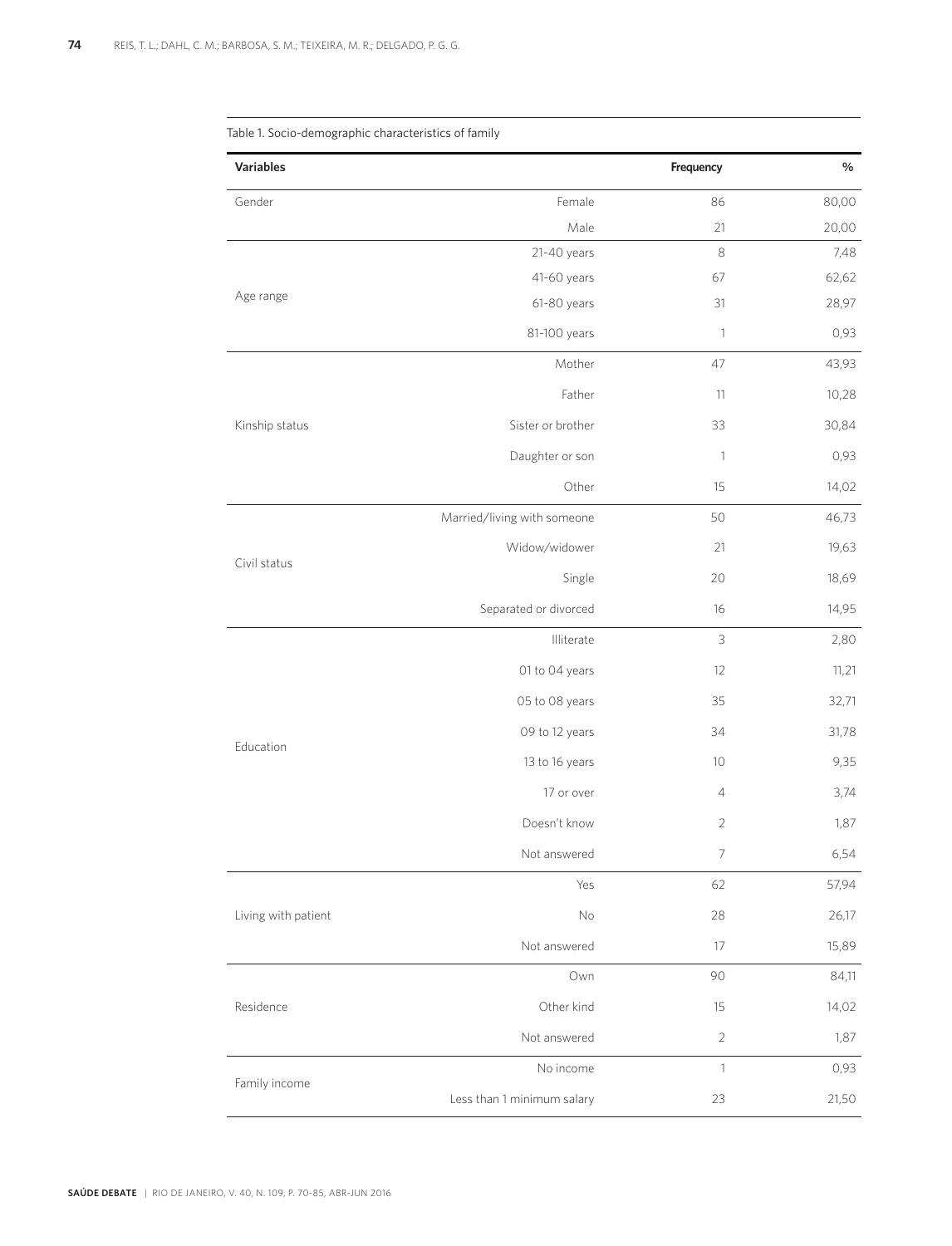Table 1. Socio-demographic characteristics of family

| Variables | | Frequency | % |
|---|---|---|---|
| Gender | Female | 86 | 80,00 |
| | Male | 21 | 20,00 |
| Age range | 21-40 years | 8 | 7,48 |
| | 41-60 years | 67 | 62,62 |
| | 61-80 years | 31 | 28,97 |
| | 81-100 years | 1 | 0,93 |
| Kinship status | Mother | 47 | 43,93 |
| | Father | 11 | 10,28 |
| | Sister or brother | 33 | 30,84 |
| | Daughter or son | 1 | 0,93 |
| | Other | 15 | 14,02 |
| Civil status | Married/living with someone | 50 | 46,73 |
| | Widow/widower | 21 | 19,63 |
| | Single | 20 | 18,69 |
| | Separated or divorced | 16 | 14,95 |
| Education | Illiterate | 3 | 2,80 |
| | 01 to 04 years | 12 | 11,21 |
| | 05 to 08 years | 35 | 32,71 |
| | 09 to 12 years | 34 | 31,78 |
| | 13 to 16 years | 10 | 9,35 |
| | 17 or over | 4 | 3,74 |
| | Doesn't know | 2 | 1,87 |
| | Not answered | 7 | 6,54 |
| Living with patient | Yes | 62 | 57,94 |
| | No | 28 | 26,17 |
| | Not answered | 17 | 15,89 |
| Residence | Own | 90 | 84,11 |
| | Other kind | 15 | 14,02 |
| | Not answered | 2 | 1,87 |
| Family income | No income | 1 | 0,93 |
| | Less than 1 minimum salary | 23 | 21,50 |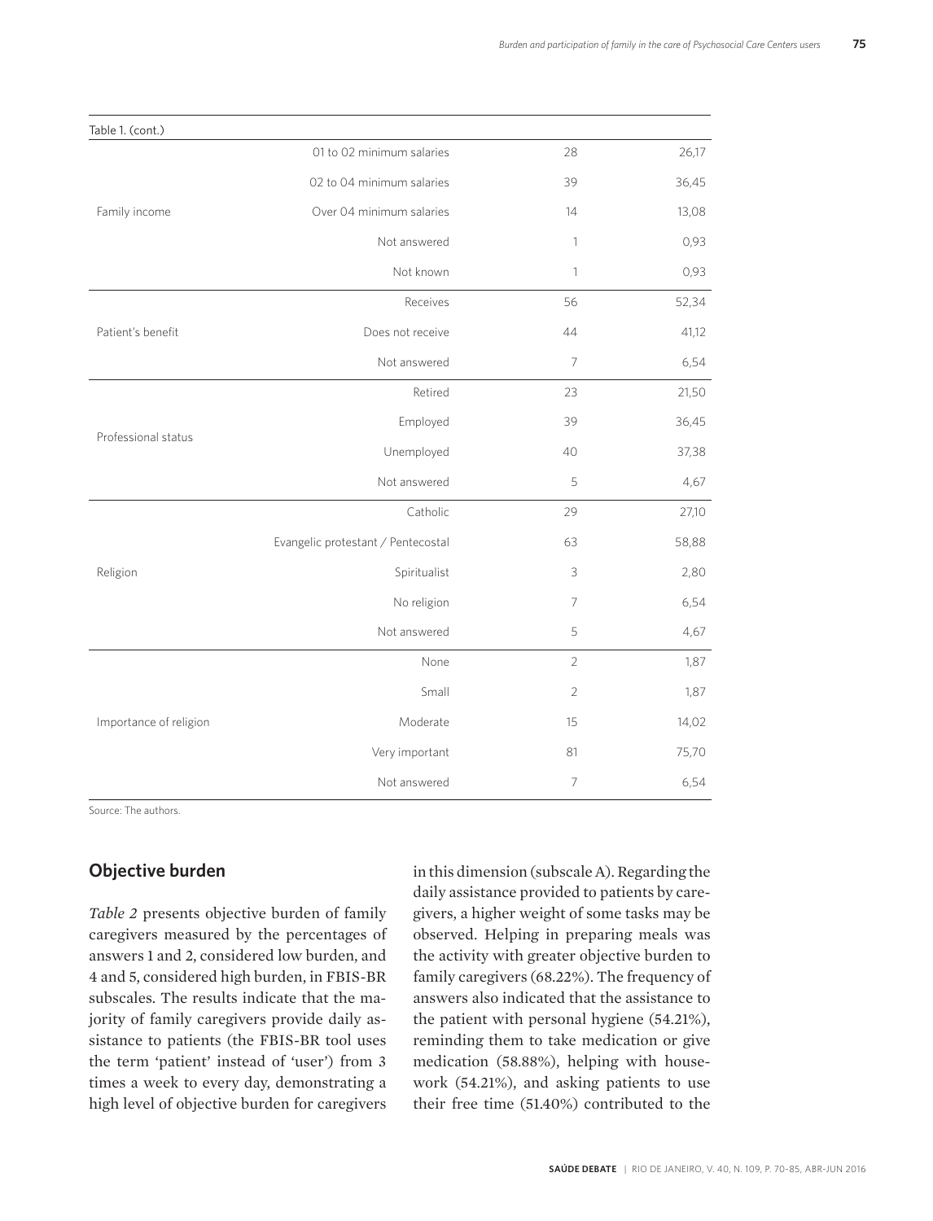Table 1. (cont.)

| | | | |
|---|---|---|---|
| Family income | 01 to 02 minimum salaries | 28 | 26,17 |
| | 02 to 04 minimum salaries | 39 | 36,45 |
| | Over 04 minimum salaries | 14 | 13,08 |
| | Not answered | 1 | 0,93 |
| | Not known | 1 | 0,93 |
| Patient's benefit | Receives | 56 | 52,34 |
| | Does not receive | 44 | 41,12 |
| | Not answered | 7 | 6,54 |
| Professional status | Retired | 23 | 21,50 |
| | Employed | 39 | 36,45 |
| | Unemployed | 40 | 37,38 |
| | Not answered | 5 | 4,67 |
| Religion | Catholic | 29 | 27,10 |
| | Evangelic protestant / Pentecostal | 63 | 58,88 |
| | Spiritualist | 3 | 2,80 |
| | No religion | 7 | 6,54 |
| | Not answered | 5 | 4,67 |
| Importance of religion | None | 2 | 1,87 |
| | Small | 2 | 1,87 |
| | Moderate | 15 | 14,02 |
| | Very important | 81 | 75,70 |
| | Not answered | 7 | 6,54 |

Source: The authors.

## Objective burden

*Table 2* presents objective burden of family caregivers measured by the percentages of answers 1 and 2, considered low burden, and 4 and 5, considered high burden, in FBIS-BR subscales. The results indicate that the majority of family caregivers provide daily assistance to patients (the FBIS-BR tool uses the term 'patient' instead of 'user') from 3 times a week to every day, demonstrating a high level of objective burden for caregivers in this dimension (subscale A). Regarding the daily assistance provided to patients by caregivers, a higher weight of some tasks may be observed. Helping in preparing meals was the activity with greater objective burden to family caregivers (68.22%). The frequency of answers also indicated that the assistance to the patient with personal hygiene (54.21%), reminding them to take medication or give medication (58.88%), helping with housework (54.21%), and asking patients to use their free time (51.40%) contributed to the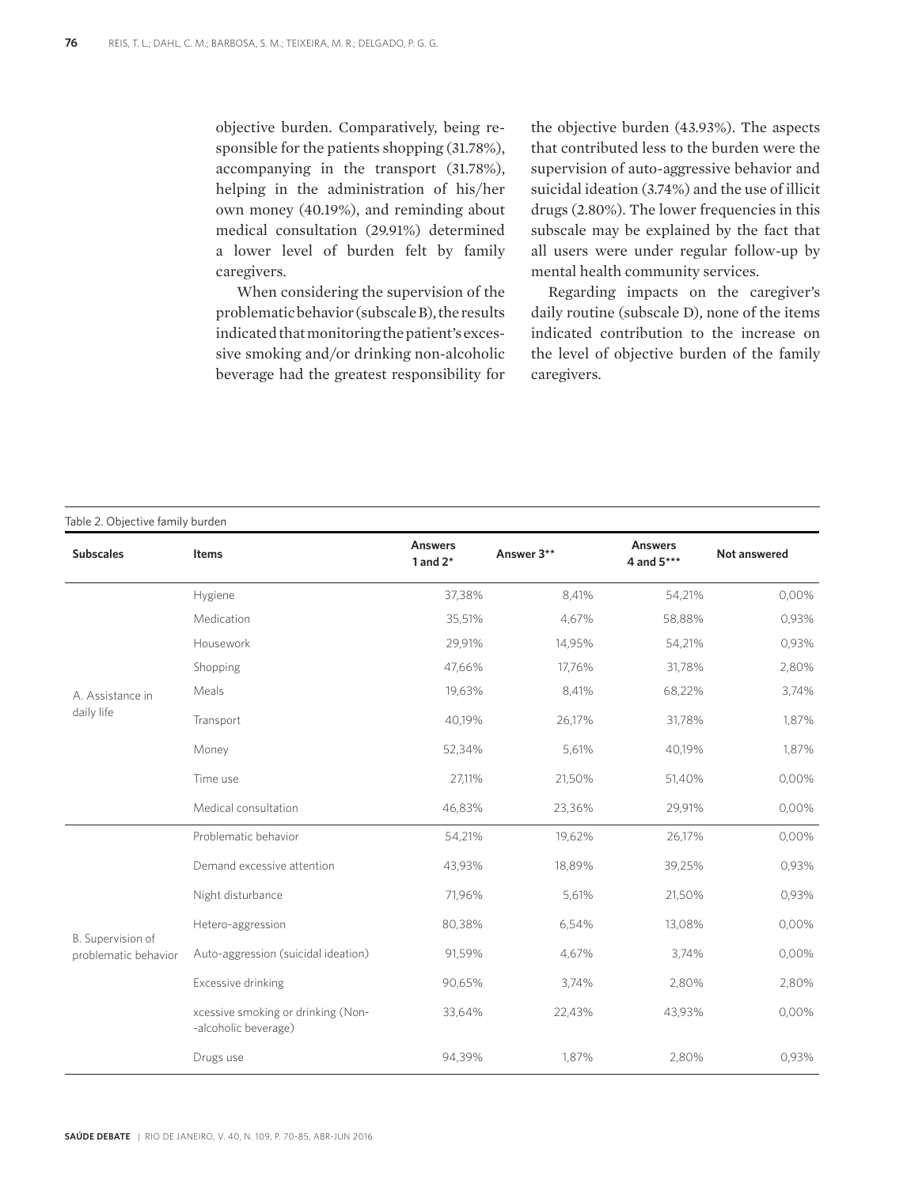objective burden. Comparatively, being responsible for the patients shopping (31.78%), accompanying in the transport (31.78%), helping in the administration of his/her own money (40.19%), and reminding about medical consultation (29.91%) determined a lower level of burden felt by family caregivers.

When considering the supervision of the problematic behavior (subscale B), the results indicated that monitoring the patient's excessive smoking and/or drinking non-alcoholic beverage had the greatest responsibility for the objective burden (43.93%). The aspects that contributed less to the burden were the supervision of auto-aggressive behavior and suicidal ideation (3.74%) and the use of illicit drugs (2.80%). The lower frequencies in this subscale may be explained by the fact that all users were under regular follow-up by mental health community services.

Regarding impacts on the caregiver's daily routine (subscale D), none of the items indicated contribution to the increase on the level of objective burden of the family caregivers.

Table 2. Objective family burden

| Subscales | Items | Answers 1 and 2* | Answer 3** | Answers 4 and 5*** | Not answered |
|---|---|---|---|---|---|
| A. Assistance in daily life | Hygiene | 37,38% | 8,41% | 54,21% | 0,00% |
| | Medication | 35,51% | 4,67% | 58,88% | 0,93% |
| | Housework | 29,91% | 14,95% | 54,21% | 0,93% |
| | Shopping | 47,66% | 17,76% | 31,78% | 2,80% |
| | Meals | 19,63% | 8,41% | 68,22% | 3,74% |
| | Transport | 40,19% | 26,17% | 31,78% | 1,87% |
| | Money | 52,34% | 5,61% | 40,19% | 1,87% |
| | Time use | 27,11% | 21,50% | 51,40% | 0,00% |
| | Medical consultation | 46,83% | 23,36% | 29,91% | 0,00% |
| B. Supervision of problematic behavior | Problematic behavior | 54,21% | 19,62% | 26,17% | 0,00% |
| | Demand excessive attention | 43,93% | 18,89% | 39,25% | 0,93% |
| | Night disturbance | 71,96% | 5,61% | 21,50% | 0,93% |
| | Hetero-aggression | 80,38% | 6,54% | 13,08% | 0,00% |
| | Auto-aggression (suicidal ideation) | 91,59% | 4,67% | 3,74% | 0,00% |
| | Excessive drinking | 90,65% | 3,74% | 2,80% | 2,80% |
| | xcessive smoking or drinking (Non-alcoholic beverage) | 33,64% | 22,43% | 43,93% | 0,00% |
| | Drugs use | 94,39% | 1,87% | 2,80% | 0,93% |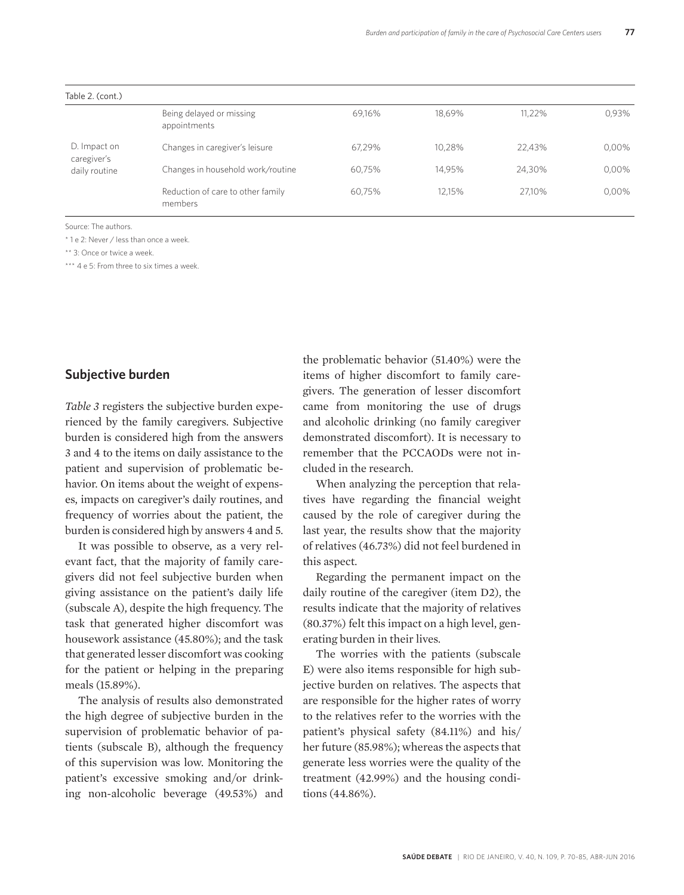Table 2. (cont.)

| | | | | | |
|---|---|---|---|---|---|
| D. Impact on caregiver's daily routine | Being delayed or missing appointments | 69,16% | 18,69% | 11,22% | 0,93% |
| | Changes in caregiver's leisure | 67,29% | 10,28% | 22,43% | 0,00% |
| | Changes in household work/routine | 60,75% | 14,95% | 24,30% | 0,00% |
| | Reduction of care to other family members | 60,75% | 12,15% | 27,10% | 0,00% |

Source: The authors.

* 1 e 2: Never / less than once a week.

** 3: Once or twice a week.

*** 4 e 5: From three to six times a week.

## Subjective burden

*Table 3* registers the subjective burden experienced by the family caregivers. Subjective burden is considered high from the answers 3 and 4 to the items on daily assistance to the patient and supervision of problematic behavior. On items about the weight of expenses, impacts on caregiver's daily routines, and frequency of worries about the patient, the burden is considered high by answers 4 and 5.

It was possible to observe, as a very relevant fact, that the majority of family caregivers did not feel subjective burden when giving assistance on the patient's daily life (subscale A), despite the high frequency. The task that generated higher discomfort was housework assistance (45.80%); and the task that generated lesser discomfort was cooking for the patient or helping in the preparing meals (15.89%).

The analysis of results also demonstrated the high degree of subjective burden in the supervision of problematic behavior of patients (subscale B), although the frequency of this supervision was low. Monitoring the patient's excessive smoking and/or drinking non-alcoholic beverage (49.53%) and the problematic behavior (51.40%) were the items of higher discomfort to family caregivers. The generation of lesser discomfort came from monitoring the use of drugs and alcoholic drinking (no family caregiver demonstrated discomfort). It is necessary to remember that the PCCAODs were not included in the research.

When analyzing the perception that relatives have regarding the financial weight caused by the role of caregiver during the last year, the results show that the majority of relatives (46.73%) did not feel burdened in this aspect.

Regarding the permanent impact on the daily routine of the caregiver (item D2), the results indicate that the majority of relatives (80.37%) felt this impact on a high level, generating burden in their lives.

The worries with the patients (subscale E) were also items responsible for high subjective burden on relatives. The aspects that are responsible for the higher rates of worry to the relatives refer to the worries with the patient's physical safety (84.11%) and his/her future (85.98%); whereas the aspects that generate less worries were the quality of the treatment (42.99%) and the housing conditions (44.86%).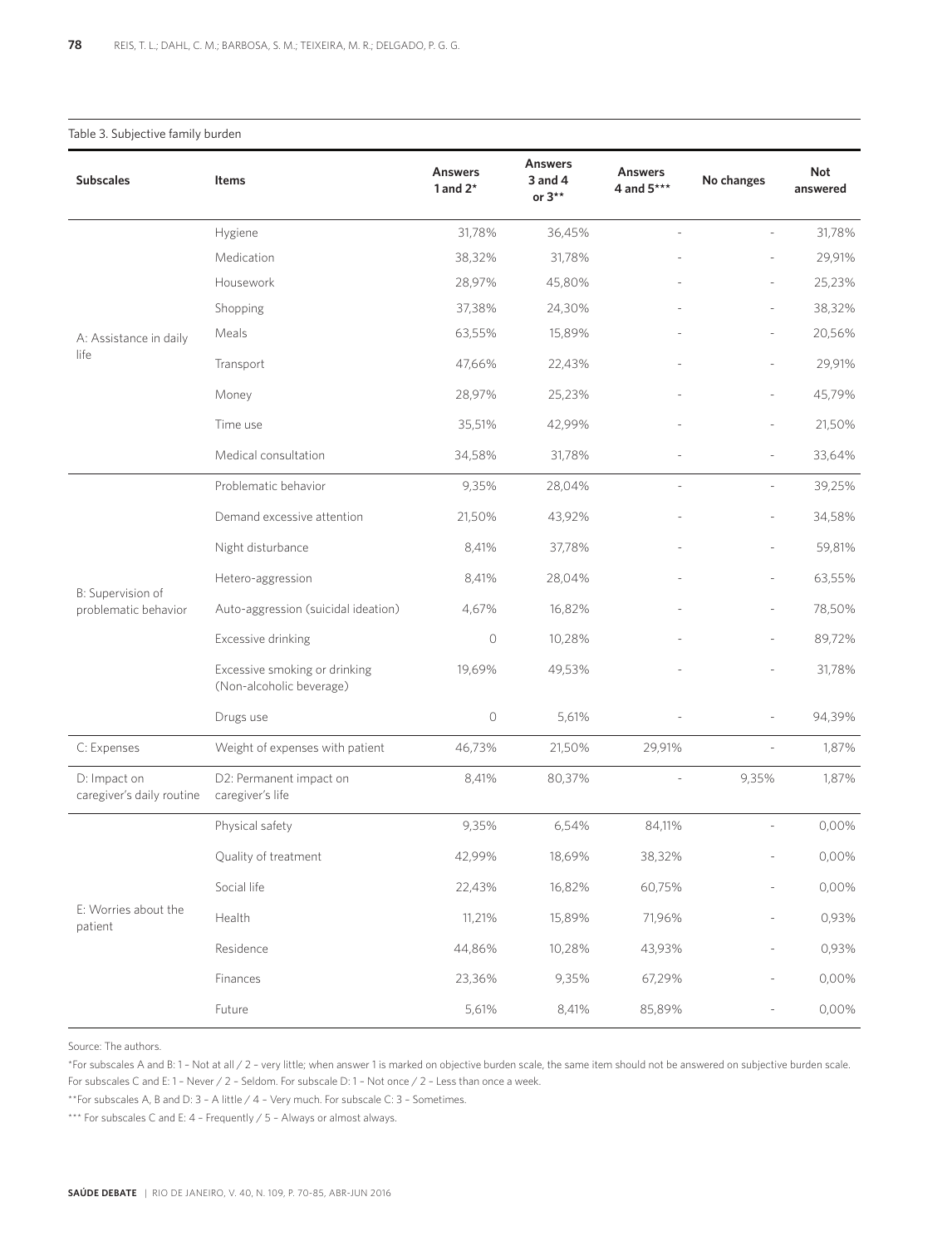Table 3. Subjective family burden

| Subscales | Items | Answers 1 and 2* | Answers 3 and 4 or 3** | Answers 4 and 5*** | No changes | Not answered |
|---|---|---|---|---|---|---|
| A: Assistance in daily life | Hygiene | 31,78% | 36,45% | - | - | 31,78% |
| | Medication | 38,32% | 31,78% | - | - | 29,91% |
| | Housework | 28,97% | 45,80% | - | - | 25,23% |
| | Shopping | 37,38% | 24,30% | - | - | 38,32% |
| | Meals | 63,55% | 15,89% | - | - | 20,56% |
| | Transport | 47,66% | 22,43% | - | - | 29,91% |
| | Money | 28,97% | 25,23% | - | - | 45,79% |
| | Time use | 35,51% | 42,99% | - | - | 21,50% |
| | Medical consultation | 34,58% | 31,78% | - | - | 33,64% |
| B: Supervision of problematic behavior | Problematic behavior | 9,35% | 28,04% | - | - | 39,25% |
| | Demand excessive attention | 21,50% | 43,92% | - | - | 34,58% |
| | Night disturbance | 8,41% | 37,78% | - | - | 59,81% |
| | Hetero-aggression | 8,41% | 28,04% | - | - | 63,55% |
| | Auto-aggression (suicidal ideation) | 4,67% | 16,82% | - | - | 78,50% |
| | Excessive drinking | 0 | 10,28% | - | - | 89,72% |
| | Excessive smoking or drinking (Non-alcoholic beverage) | 19,69% | 49,53% | - | - | 31,78% |
| | Drugs use | 0 | 5,61% | - | - | 94,39% |
| C: Expenses | Weight of expenses with patient | 46,73% | 21,50% | 29,91% | - | 1,87% |
| D: Impact on caregiver's daily routine | D2: Permanent impact on caregiver's life | 8,41% | 80,37% | - | 9,35% | 1,87% |
| E: Worries about the patient | Physical safety | 9,35% | 6,54% | 84,11% | - | 0,00% |
| | Quality of treatment | 42,99% | 18,69% | 38,32% | - | 0,00% |
| | Social life | 22,43% | 16,82% | 60,75% | - | 0,00% |
| | Health | 11,21% | 15,89% | 71,96% | - | 0,93% |
| | Residence | 44,86% | 10,28% | 43,93% | - | 0,93% |
| | Finances | 23,36% | 9,35% | 67,29% | - | 0,00% |
| | Future | 5,61% | 8,41% | 85,89% | - | 0,00% |

Source: The authors.

*For subscales A and B: 1 – Not at all / 2 – very little; when answer 1 is marked on objective burden scale, the same item should not be answered on subjective burden scale. For subscales C and E: 1 – Never / 2 – Seldom. For subscale D: 1 – Not once / 2 – Less than once a week.

**For subscales A, B and D: 3 – A little / 4 – Very much. For subscale C: 3 – Sometimes.

*** For subscales C and E: 4 – Frequently / 5 – Always or almost always.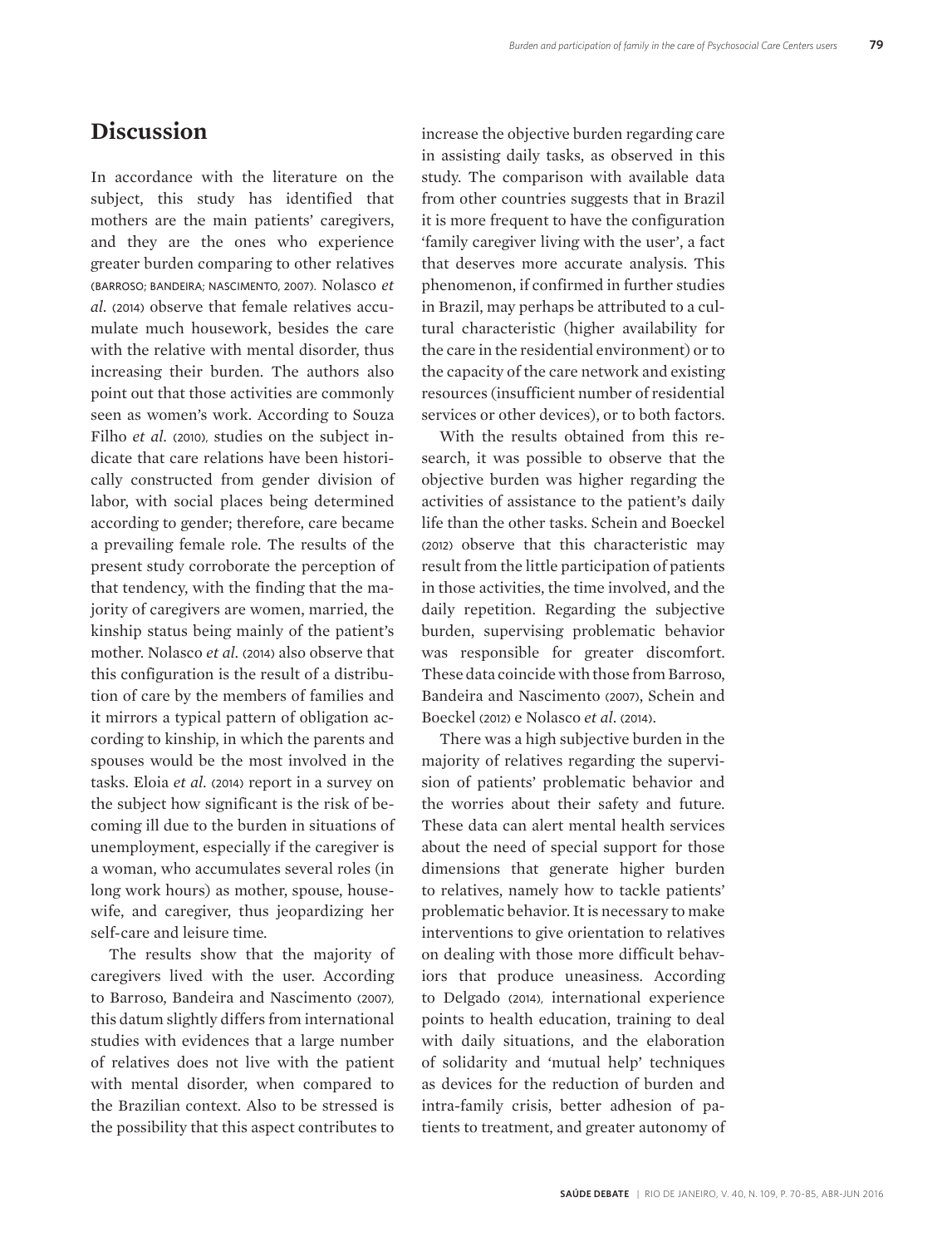## Discussion

In accordance with the literature on the subject, this study has identified that mothers are the main patients' caregivers, and they are the ones who experience greater burden comparing to other relatives (BARROSO; BANDEIRA; NASCIMENTO, 2007). Nolasco *et al.* (2014) observe that female relatives accumulate much housework, besides the care with the relative with mental disorder, thus increasing their burden. The authors also point out that those activities are commonly seen as women's work. According to Souza Filho *et al.* (2010), studies on the subject indicate that care relations have been historically constructed from gender division of labor, with social places being determined according to gender; therefore, care became a prevailing female role. The results of the present study corroborate the perception of that tendency, with the finding that the majority of caregivers are women, married, the kinship status being mainly of the patient's mother. Nolasco *et al.* (2014) also observe that this configuration is the result of a distribution of care by the members of families and it mirrors a typical pattern of obligation according to kinship, in which the parents and spouses would be the most involved in the tasks. Eloia *et al.* (2014) report in a survey on the subject how significant is the risk of becoming ill due to the burden in situations of unemployment, especially if the caregiver is a woman, who accumulates several roles (in long work hours) as mother, spouse, housewife, and caregiver, thus jeopardizing her self-care and leisure time.

The results show that the majority of caregivers lived with the user. According to Barroso, Bandeira and Nascimento (2007), this datum slightly differs from international studies with evidences that a large number of relatives does not live with the patient with mental disorder, when compared to the Brazilian context. Also to be stressed is the possibility that this aspect contributes to increase the objective burden regarding care in assisting daily tasks, as observed in this study. The comparison with available data from other countries suggests that in Brazil it is more frequent to have the configuration 'family caregiver living with the user', a fact that deserves more accurate analysis. This phenomenon, if confirmed in further studies in Brazil, may perhaps be attributed to a cultural characteristic (higher availability for the care in the residential environment) or to the capacity of the care network and existing resources (insufficient number of residential services or other devices), or to both factors.

With the results obtained from this research, it was possible to observe that the objective burden was higher regarding the activities of assistance to the patient's daily life than the other tasks. Schein and Boeckel (2012) observe that this characteristic may result from the little participation of patients in those activities, the time involved, and the daily repetition. Regarding the subjective burden, supervising problematic behavior was responsible for greater discomfort. These data coincide with those from Barroso, Bandeira and Nascimento (2007), Schein and Boeckel (2012) e Nolasco *et al.* (2014).

There was a high subjective burden in the majority of relatives regarding the supervision of patients' problematic behavior and the worries about their safety and future. These data can alert mental health services about the need of special support for those dimensions that generate higher burden to relatives, namely how to tackle patients' problematic behavior. It is necessary to make interventions to give orientation to relatives on dealing with those more difficult behaviors that produce uneasiness. According to Delgado (2014), international experience points to health education, training to deal with daily situations, and the elaboration of solidarity and 'mutual help' techniques as devices for the reduction of burden and intra-family crisis, better adhesion of patients to treatment, and greater autonomy of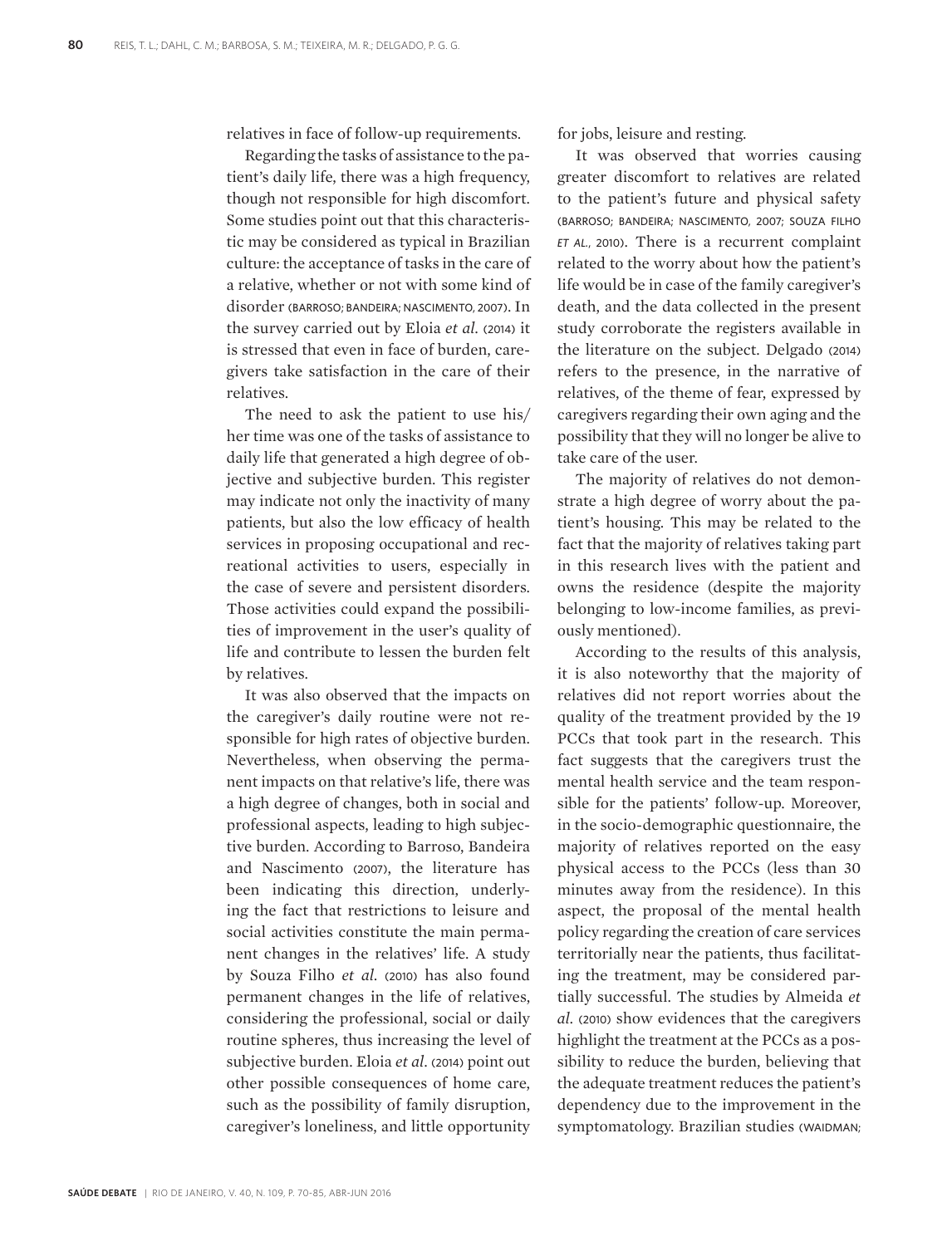relatives in face of follow-up requirements.

Regarding the tasks of assistance to the patient's daily life, there was a high frequency, though not responsible for high discomfort. Some studies point out that this characteristic may be considered as typical in Brazilian culture: the acceptance of tasks in the care of a relative, whether or not with some kind of disorder (BARROSO; BANDEIRA; NASCIMENTO, 2007). In the survey carried out by Eloia *et al.* (2014) it is stressed that even in face of burden, caregivers take satisfaction in the care of their relatives.

The need to ask the patient to use his/her time was one of the tasks of assistance to daily life that generated a high degree of objective and subjective burden. This register may indicate not only the inactivity of many patients, but also the low efficacy of health services in proposing occupational and recreational activities to users, especially in the case of severe and persistent disorders. Those activities could expand the possibilities of improvement in the user's quality of life and contribute to lessen the burden felt by relatives.

It was also observed that the impacts on the caregiver's daily routine were not responsible for high rates of objective burden. Nevertheless, when observing the permanent impacts on that relative's life, there was a high degree of changes, both in social and professional aspects, leading to high subjective burden. According to Barroso, Bandeira and Nascimento (2007), the literature has been indicating this direction, underlying the fact that restrictions to leisure and social activities constitute the main permanent changes in the relatives' life. A study by Souza Filho *et al.* (2010) has also found permanent changes in the life of relatives, considering the professional, social or daily routine spheres, thus increasing the level of subjective burden. Eloia *et al.* (2014) point out other possible consequences of home care, such as the possibility of family disruption, caregiver's loneliness, and little opportunity for jobs, leisure and resting.

It was observed that worries causing greater discomfort to relatives are related to the patient's future and physical safety (BARROSO; BANDEIRA; NASCIMENTO, 2007; SOUZA FILHO *ET AL.*, 2010). There is a recurrent complaint related to the worry about how the patient's life would be in case of the family caregiver's death, and the data collected in the present study corroborate the registers available in the literature on the subject. Delgado (2014) refers to the presence, in the narrative of relatives, of the theme of fear, expressed by caregivers regarding their own aging and the possibility that they will no longer be alive to take care of the user.

The majority of relatives do not demonstrate a high degree of worry about the patient's housing. This may be related to the fact that the majority of relatives taking part in this research lives with the patient and owns the residence (despite the majority belonging to low-income families, as previously mentioned).

According to the results of this analysis, it is also noteworthy that the majority of relatives did not report worries about the quality of the treatment provided by the 19 PCCs that took part in the research. This fact suggests that the caregivers trust the mental health service and the team responsible for the patients' follow-up. Moreover, in the socio-demographic questionnaire, the majority of relatives reported on the easy physical access to the PCCs (less than 30 minutes away from the residence). In this aspect, the proposal of the mental health policy regarding the creation of care services territorially near the patients, thus facilitating the treatment, may be considered partially successful. The studies by Almeida *et al.* (2010) show evidences that the caregivers highlight the treatment at the PCCs as a possibility to reduce the burden, believing that the adequate treatment reduces the patient's dependency due to the improvement in the symptomatology. Brazilian studies (WAIDMAN;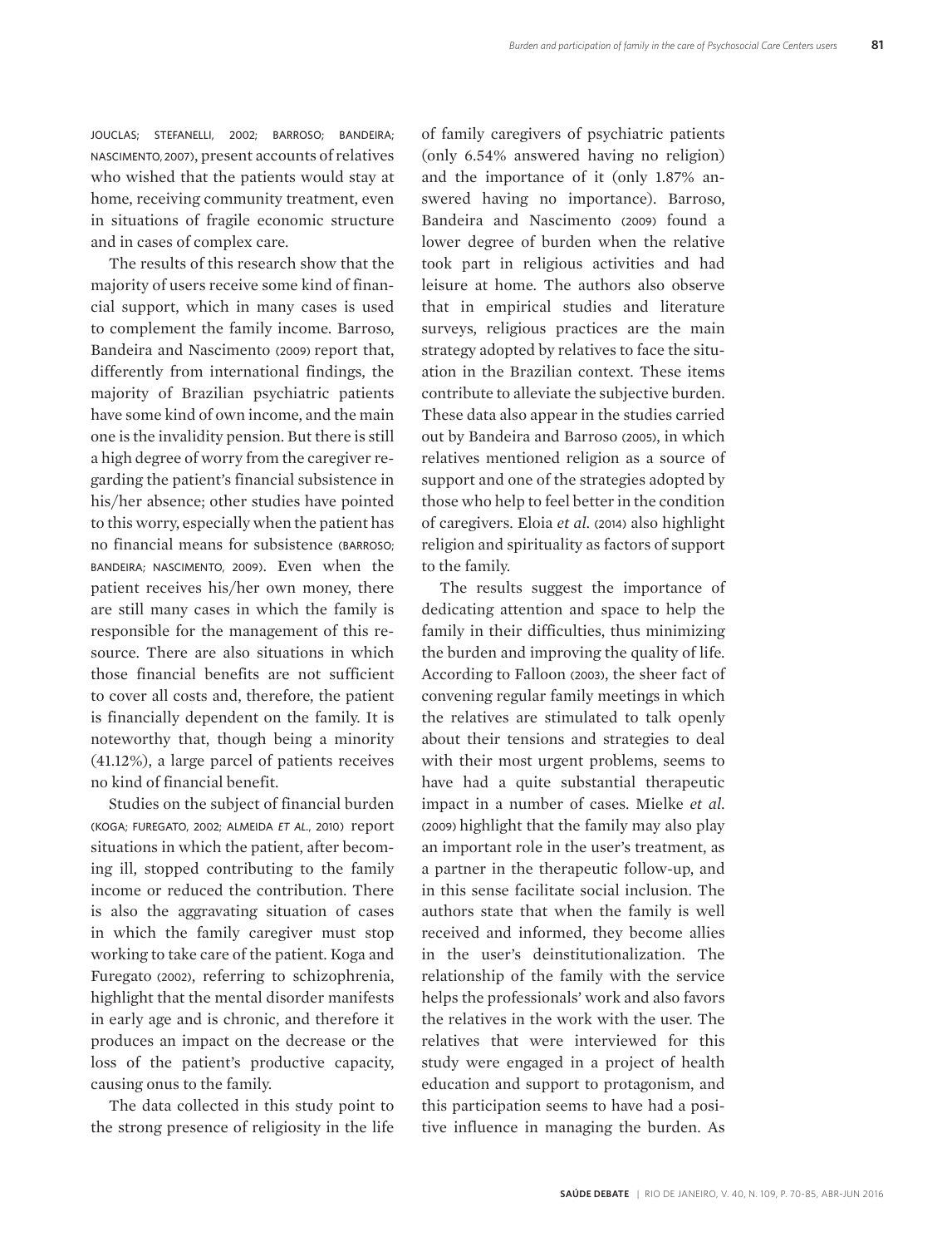JOUCLAS; STEFANELLI, 2002; BARROSO; BANDEIRA; NASCIMENTO, 2007), present accounts of relatives who wished that the patients would stay at home, receiving community treatment, even in situations of fragile economic structure and in cases of complex care.

The results of this research show that the majority of users receive some kind of financial support, which in many cases is used to complement the family income. Barroso, Bandeira and Nascimento (2009) report that, differently from international findings, the majority of Brazilian psychiatric patients have some kind of own income, and the main one is the invalidity pension. But there is still a high degree of worry from the caregiver regarding the patient's financial subsistence in his/her absence; other studies have pointed to this worry, especially when the patient has no financial means for subsistence (BARROSO; BANDEIRA; NASCIMENTO, 2009). Even when the patient receives his/her own money, there are still many cases in which the family is responsible for the management of this resource. There are also situations in which those financial benefits are not sufficient to cover all costs and, therefore, the patient is financially dependent on the family. It is noteworthy that, though being a minority (41.12%), a large parcel of patients receives no kind of financial benefit.

Studies on the subject of financial burden (KOGA; FUREGATO, 2002; ALMEIDA *ET AL.*, 2010) report situations in which the patient, after becoming ill, stopped contributing to the family income or reduced the contribution. There is also the aggravating situation of cases in which the family caregiver must stop working to take care of the patient. Koga and Furegato (2002), referring to schizophrenia, highlight that the mental disorder manifests in early age and is chronic, and therefore it produces an impact on the decrease or the loss of the patient's productive capacity, causing onus to the family.

The data collected in this study point to the strong presence of religiosity in the life of family caregivers of psychiatric patients (only 6.54% answered having no religion) and the importance of it (only 1.87% answered having no importance). Barroso, Bandeira and Nascimento (2009) found a lower degree of burden when the relative took part in religious activities and had leisure at home. The authors also observe that in empirical studies and literature surveys, religious practices are the main strategy adopted by relatives to face the situation in the Brazilian context. These items contribute to alleviate the subjective burden. These data also appear in the studies carried out by Bandeira and Barroso (2005), in which relatives mentioned religion as a source of support and one of the strategies adopted by those who help to feel better in the condition of caregivers. Eloia *et al.* (2014) also highlight religion and spirituality as factors of support to the family.

The results suggest the importance of dedicating attention and space to help the family in their difficulties, thus minimizing the burden and improving the quality of life. According to Falloon (2003), the sheer fact of convening regular family meetings in which the relatives are stimulated to talk openly about their tensions and strategies to deal with their most urgent problems, seems to have had a quite substantial therapeutic impact in a number of cases. Mielke *et al.* (2009) highlight that the family may also play an important role in the user's treatment, as a partner in the therapeutic follow-up, and in this sense facilitate social inclusion. The authors state that when the family is well received and informed, they become allies in the user's deinstitutionalization. The relationship of the family with the service helps the professionals' work and also favors the relatives in the work with the user. The relatives that were interviewed for this study were engaged in a project of health education and support to protagonism, and this participation seems to have had a positive influence in managing the burden. As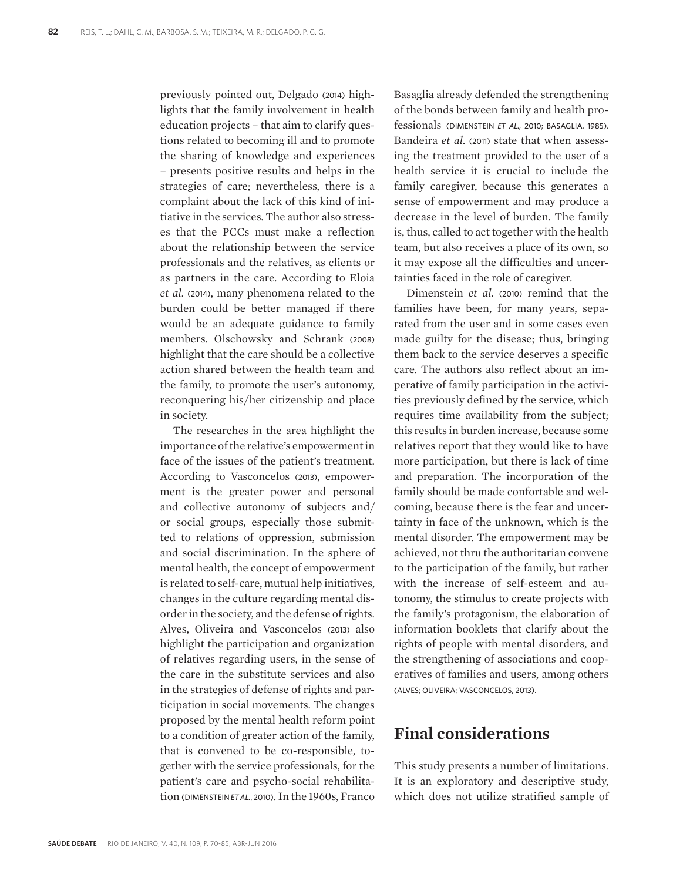previously pointed out, Delgado (2014) highlights that the family involvement in health education projects – that aim to clarify questions related to becoming ill and to promote the sharing of knowledge and experiences – presents positive results and helps in the strategies of care; nevertheless, there is a complaint about the lack of this kind of initiative in the services. The author also stresses that the PCCs must make a reflection about the relationship between the service professionals and the relatives, as clients or as partners in the care. According to Eloia *et al.* (2014), many phenomena related to the burden could be better managed if there would be an adequate guidance to family members. Olschowsky and Schrank (2008) highlight that the care should be a collective action shared between the health team and the family, to promote the user's autonomy, reconquering his/her citizenship and place in society.

The researches in the area highlight the importance of the relative's empowerment in face of the issues of the patient's treatment. According to Vasconcelos (2013), empowerment is the greater power and personal and collective autonomy of subjects and/or social groups, especially those submitted to relations of oppression, submission and social discrimination. In the sphere of mental health, the concept of empowerment is related to self-care, mutual help initiatives, changes in the culture regarding mental disorder in the society, and the defense of rights. Alves, Oliveira and Vasconcelos (2013) also highlight the participation and organization of relatives regarding users, in the sense of the care in the substitute services and also in the strategies of defense of rights and participation in social movements. The changes proposed by the mental health reform point to a condition of greater action of the family, that is convened to be co-responsible, together with the service professionals, for the patient's care and psycho-social rehabilitation (DIMENSTEIN *ET AL.*, 2010). In the 1960s, Franco Basaglia already defended the strengthening of the bonds between family and health professionals (DIMENSTEIN *ET AL.*, 2010; BASAGLIA, 1985). Bandeira *et al.* (2011) state that when assessing the treatment provided to the user of a health service it is crucial to include the family caregiver, because this generates a sense of empowerment and may produce a decrease in the level of burden. The family is, thus, called to act together with the health team, but also receives a place of its own, so it may expose all the difficulties and uncertainties faced in the role of caregiver.

Dimenstein *et al.* (2010) remind that the families have been, for many years, separated from the user and in some cases even made guilty for the disease; thus, bringing them back to the service deserves a specific care. The authors also reflect about an imperative of family participation in the activities previously defined by the service, which requires time availability from the subject; this results in burden increase, because some relatives report that they would like to have more participation, but there is lack of time and preparation. The incorporation of the family should be made confortable and welcoming, because there is the fear and uncertainty in face of the unknown, which is the mental disorder. The empowerment may be achieved, not thru the authoritarian convene to the participation of the family, but rather with the increase of self-esteem and autonomy, the stimulus to create projects with the family's protagonism, the elaboration of information booklets that clarify about the rights of people with mental disorders, and the strengthening of associations and cooperatives of families and users, among others (ALVES; OLIVEIRA; VASCONCELOS, 2013).

## Final considerations

This study presents a number of limitations. It is an exploratory and descriptive study, which does not utilize stratified sample of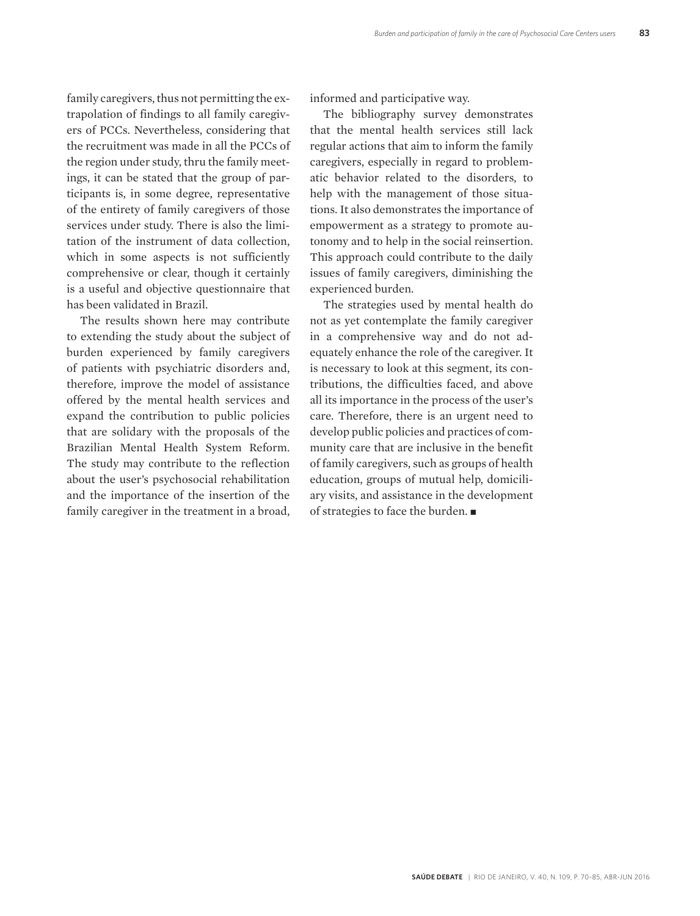family caregivers, thus not permitting the extrapolation of findings to all family caregivers of PCCs. Nevertheless, considering that the recruitment was made in all the PCCs of the region under study, thru the family meetings, it can be stated that the group of participants is, in some degree, representative of the entirety of family caregivers of those services under study. There is also the limitation of the instrument of data collection, which in some aspects is not sufficiently comprehensive or clear, though it certainly is a useful and objective questionnaire that has been validated in Brazil.

The results shown here may contribute to extending the study about the subject of burden experienced by family caregivers of patients with psychiatric disorders and, therefore, improve the model of assistance offered by the mental health services and expand the contribution to public policies that are solidary with the proposals of the Brazilian Mental Health System Reform. The study may contribute to the reflection about the user's psychosocial rehabilitation and the importance of the insertion of the family caregiver in the treatment in a broad, informed and participative way.

The bibliography survey demonstrates that the mental health services still lack regular actions that aim to inform the family caregivers, especially in regard to problematic behavior related to the disorders, to help with the management of those situations. It also demonstrates the importance of empowerment as a strategy to promote autonomy and to help in the social reinsertion. This approach could contribute to the daily issues of family caregivers, diminishing the experienced burden.

The strategies used by mental health do not as yet contemplate the family caregiver in a comprehensive way and do not adequately enhance the role of the caregiver. It is necessary to look at this segment, its contributions, the difficulties faced, and above all its importance in the process of the user's care. Therefore, there is an urgent need to develop public policies and practices of community care that are inclusive in the benefit of family caregivers, such as groups of health education, groups of mutual help, domiciliary visits, and assistance in the development of strategies to face the burden. ■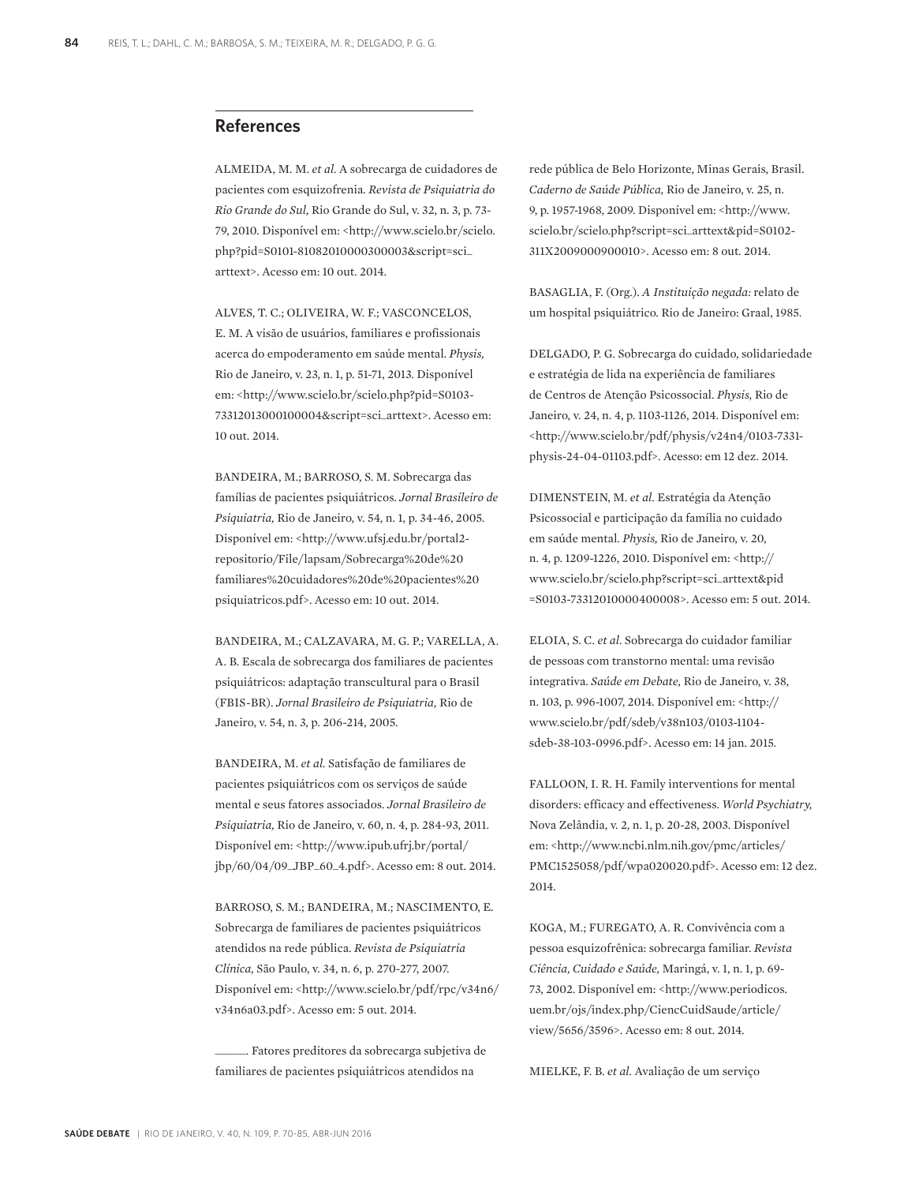## References

ALMEIDA, M. M. *et al.* A sobrecarga de cuidadores de pacientes com esquizofrenia. *Revista de Psiquiatria do Rio Grande do Sul,* Rio Grande do Sul, v. 32, n. 3, p. 73-79, 2010. Disponível em: <http://www.scielo.br/scielo.php?pid=S0101-81082010000300003&script=sci_arttext>. Acesso em: 10 out. 2014.

ALVES, T. C.; OLIVEIRA, W. F.; VASCONCELOS, E. M. A visão de usuários, familiares e profissionais acerca do empoderamento em saúde mental. *Physis,* Rio de Janeiro, v. 23, n. 1, p. 51-71, 2013. Disponível em: <http://www.scielo.br/scielo.php?pid=S0103-73312013000100004&script=sci_arttext>. Acesso em: 10 out. 2014.

BANDEIRA, M.; BARROSO, S. M. Sobrecarga das famílias de pacientes psiquiátricos. *Jornal Brasileiro de Psiquiatria,* Rio de Janeiro, v. 54, n. 1, p. 34-46, 2005. Disponível em: <http://www.ufsj.edu.br/portal2-repositorio/File/lapsam/Sobrecarga%20de%20familiares%20cuidadores%20de%20pacientes%20psiquiatricos.pdf>. Acesso em: 10 out. 2014.

BANDEIRA, M.; CALZAVARA, M. G. P.; VARELLA, A. A. B. Escala de sobrecarga dos familiares de pacientes psiquiátricos: adaptação transcultural para o Brasil (FBIS-BR). *Jornal Brasileiro de Psiquiatria,* Rio de Janeiro, v. 54, n. 3, p. 206-214, 2005.

BANDEIRA, M. *et al.* Satisfação de familiares de pacientes psiquiátricos com os serviços de saúde mental e seus fatores associados. *Jornal Brasileiro de Psiquiatria,* Rio de Janeiro, v. 60, n. 4, p. 284-93, 2011. Disponível em: <http://www.ipub.ufrj.br/portal/jbp/60/04/09_JBP_60_4.pdf>. Acesso em: 8 out. 2014.

BARROSO, S. M.; BANDEIRA, M.; NASCIMENTO, E. Sobrecarga de familiares de pacientes psiquiátricos atendidos na rede pública. *Revista de Psiquiatria Clínica,* São Paulo, v. 34, n. 6, p. 270-277, 2007. Disponível em: <http://www.scielo.br/pdf/rpc/v34n6/v34n6a03.pdf>. Acesso em: 5 out. 2014.

______. Fatores preditores da sobrecarga subjetiva de familiares de pacientes psiquiátricos atendidos na rede pública de Belo Horizonte, Minas Gerais, Brasil. *Caderno de Saúde Pública,* Rio de Janeiro, v. 25, n. 9, p. 1957-1968, 2009. Disponível em: <http://www.scielo.br/scielo.php?script=sci_arttext&pid=S0102-311X2009000900010>. Acesso em: 8 out. 2014.

BASAGLIA, F. (Org.). *A Instituição negada:* relato de um hospital psiquiátrico. Rio de Janeiro: Graal, 1985.

DELGADO, P. G. Sobrecarga do cuidado, solidariedade e estratégia de lida na experiência de familiares de Centros de Atenção Psicossocial. *Physis,* Rio de Janeiro, v. 24, n. 4, p. 1103-1126, 2014. Disponível em: <http://www.scielo.br/pdf/physis/v24n4/0103-7331-physis-24-04-01103.pdf>. Acesso: em 12 dez. 2014.

DIMENSTEIN, M. *et al.* Estratégia da Atenção Psicossocial e participação da família no cuidado em saúde mental. *Physis,* Rio de Janeiro, v. 20, n. 4, p. 1209-1226, 2010. Disponível em: <http://www.scielo.br/scielo.php?script=sci_arttext&pid=S0103-73312010000400008>. Acesso em: 5 out. 2014.

ELOIA, S. C. *et al.* Sobrecarga do cuidador familiar de pessoas com transtorno mental: uma revisão integrativa. *Saúde em Debate,* Rio de Janeiro, v. 38, n. 103, p. 996-1007, 2014. Disponível em: <http://www.scielo.br/pdf/sdeb/v38n103/0103-1104-sdeb-38-103-0996.pdf>. Acesso em: 14 jan. 2015.

FALLOON, I. R. H. Family interventions for mental disorders: efficacy and effectiveness. *World Psychiatry,* Nova Zelândia, v. 2, n. 1, p. 20-28, 2003. Disponível em: <http://www.ncbi.nlm.nih.gov/pmc/articles/PMC1525058/pdf/wpa020020.pdf>. Acesso em: 12 dez. 2014.

KOGA, M.; FUREGATO, A. R. Convivência com a pessoa esquizofrênica: sobrecarga familiar. *Revista Ciência, Cuidado e Saúde,* Maringá, v. 1, n. 1, p. 69-73, 2002. Disponível em: <http://www.periodicos.uem.br/ojs/index.php/CiencCuidSaude/article/view/5656/3596>. Acesso em: 8 out. 2014.

MIELKE, F. B. *et al.* Avaliação de um serviço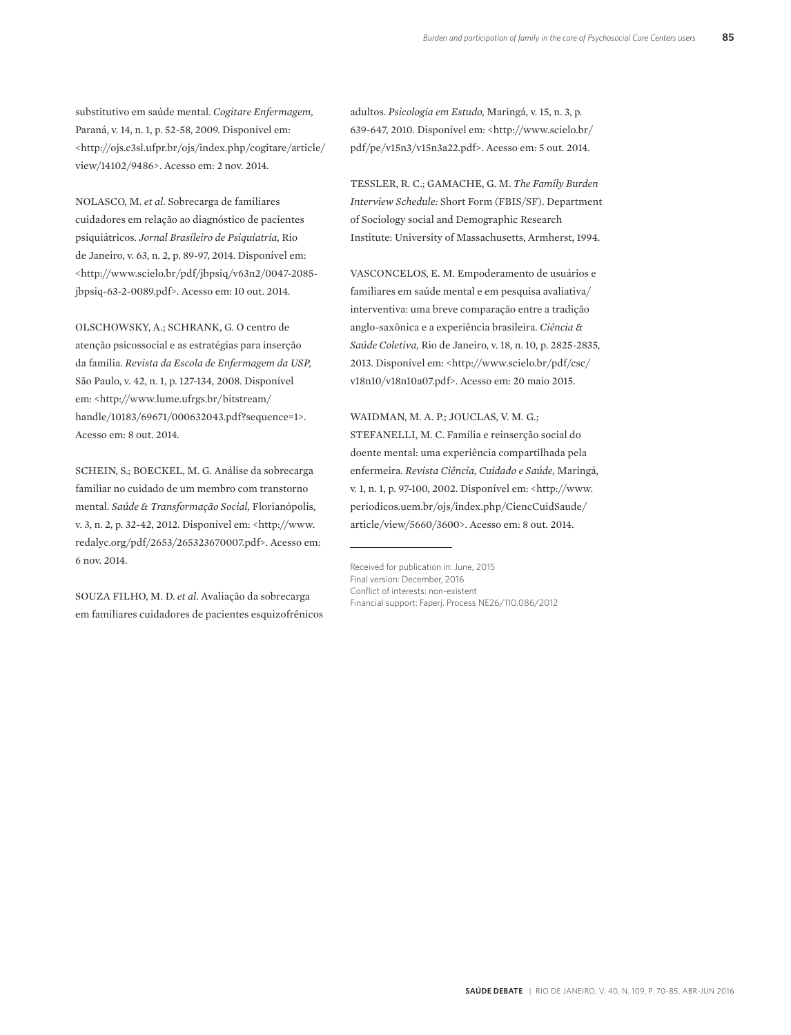substitutivo em saúde mental. *Cogitare Enfermagem,* Paraná, v. 14, n. 1, p. 52-58, 2009. Disponível em: <http://ojs.c3sl.ufpr.br/ojs/index.php/cogitare/article/view/14102/9486>. Acesso em: 2 nov. 2014.

NOLASCO, M. *et al.* Sobrecarga de familiares cuidadores em relação ao diagnóstico de pacientes psiquiátricos. *Jornal Brasileiro de Psiquiatria,* Rio de Janeiro, v. 63, n. 2, p. 89-97, 2014. Disponível em: <http://www.scielo.br/pdf/jbpsiq/v63n2/0047-2085-jbpsiq-63-2-0089.pdf>. Acesso em: 10 out. 2014.

OLSCHOWSKY, A.; SCHRANK, G. O centro de atenção psicossocial e as estratégias para inserção da família. *Revista da Escola de Enfermagem da USP,* São Paulo, v. 42, n. 1, p. 127-134, 2008. Disponível em: <http://www.lume.ufrgs.br/bitstream/handle/10183/69671/000632043.pdf?sequence=1>. Acesso em: 8 out. 2014.

SCHEIN, S.; BOECKEL, M. G. Análise da sobrecarga familiar no cuidado de um membro com transtorno mental. *Saúde & Transformação Social,* Florianópolis, v. 3, n. 2, p. 32-42, 2012. Disponível em: <http://www.redalyc.org/pdf/2653/265323670007.pdf>. Acesso em: 6 nov. 2014.

SOUZA FILHO, M. D. *et al.* Avaliação da sobrecarga em familiares cuidadores de pacientes esquizofrênicos adultos. *Psicologia em Estudo,* Maringá, v. 15, n. 3, p. 639-647, 2010. Disponível em: <http://www.scielo.br/pdf/pe/v15n3/v15n3a22.pdf>. Acesso em: 5 out. 2014.

TESSLER, R. C.; GAMACHE, G. M. *The Family Burden Interview Schedule:* Short Form (FBIS/SF). Department of Sociology social and Demographic Research Institute: University of Massachusetts, Armherst, 1994.

VASCONCELOS, E. M. Empoderamento de usuários e familiares em saúde mental e em pesquisa avaliativa/interventiva: uma breve comparação entre a tradição anglo-saxônica e a experiência brasileira. *Ciência & Saúde Coletiva,* Rio de Janeiro, v. 18, n. 10, p. 2825-2835, 2013. Disponível em: <http://www.scielo.br/pdf/csc/v18n10/v18n10a07.pdf>. Acesso em: 20 maio 2015.

WAIDMAN, M. A. P.; JOUCLAS, V. M. G.; STEFANELLI, M. C. Família e reinserção social do doente mental: uma experiência compartilhada pela enfermeira. *Revista Ciência, Cuidado e Saúde,* Maringá, v. 1, n. 1, p. 97-100, 2002. Disponível em: <http://www.periodicos.uem.br/ojs/index.php/CiencCuidSaude/article/view/5660/3600>. Acesso em: 8 out. 2014.

---

Received for publication in: June, 2015
Final version: December, 2016
Conflict of interests: non-existent
Financial support: Faperj. Process NE26/110.086/2012